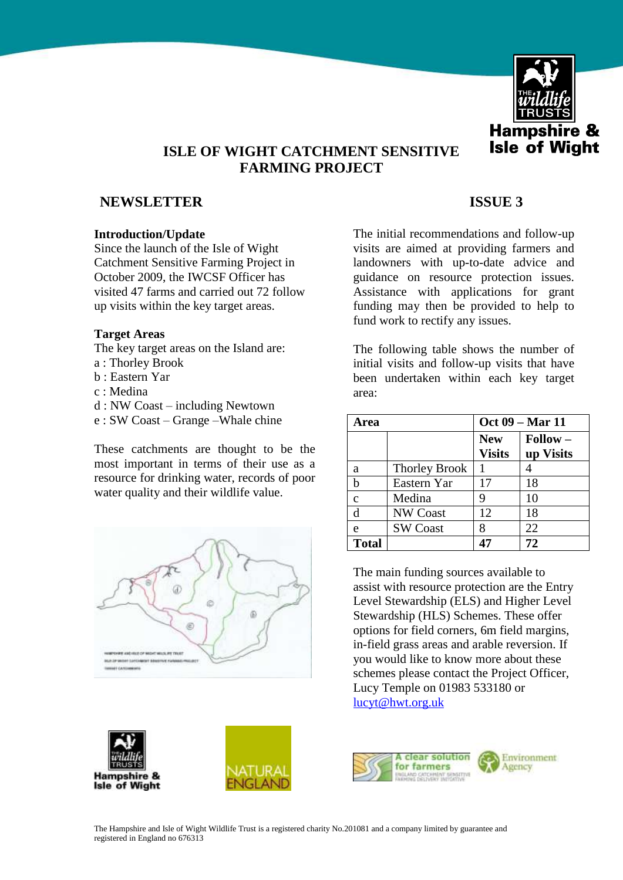# ISLE OF WIGHT CATCHMENT SENSITIVE FARMING PROJECT

## NEWSLETTER

## ISSUE 3

**Introduction/Update**

Since the launch of the Isle of Wight Catchment Sensitive Farming Project in October 2009, the IWCSF Officer has visited 47 farms and carried out 72 follow up visits within the key target areas.

**Target Areas**

The key target areas on the Island are:

a : Thorley Brook
b : Eastern Yar
c : Medina
d : NW Coast – including Newtown
e : SW Coast – Grange –Whale chine

These catchments are thought to be the most important in terms of their use as a resource for drinking water, records of poor water quality and their wildlife value.

The initial recommendations and follow-up visits are aimed at providing farmers and landowners with up-to-date advice and guidance on resource protection issues. Assistance with applications for grant funding may then be provided to help to fund work to rectify any issues.

The following table shows the number of initial visits and follow-up visits that have been undertaken within each key target area:

| Area | | Oct 09 – Mar 11 | |
|---|---|---|---|
| | | **New Visits** | **Follow – up Visits** |
| a | Thorley Brook | 1 | 4 |
| b | Eastern Yar | 17 | 18 |
| c | Medina | 9 | 10 |
| d | NW Coast | 12 | 18 |
| e | SW Coast | 8 | 22 |
| **Total** | | **47** | **72** |

The main funding sources available to assist with resource protection are the Entry Level Stewardship (ELS) and Higher Level Stewardship (HLS) Schemes. These offer options for field corners, 6m field margins, in-field grass areas and arable reversion. If you would like to know more about these schemes please contact the Project Officer, Lucy Temple on 01983 533180 or lucyt@hwt.org.uk

The Hampshire and Isle of Wight Wildlife Trust is a registered charity No.201081 and a company limited by guarantee and registered in England no 676313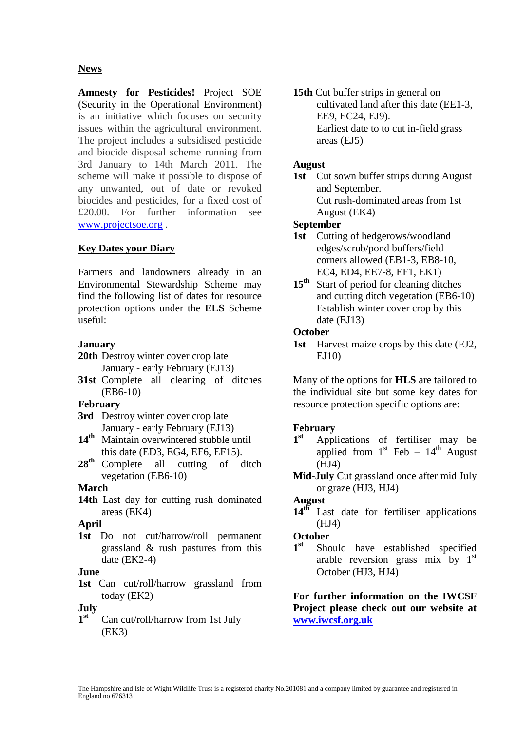## News

**Amnesty for Pesticides!** Project SOE (Security in the Operational Environment) is an initiative which focuses on security issues within the agricultural environment. The project includes a subsidised pesticide and biocide disposal scheme running from 3rd January to 14th March 2011. The scheme will make it possible to dispose of any unwanted, out of date or revoked biocides and pesticides, for a fixed cost of £20.00. For further information see www.projectsoe.org .

## Key Dates your Diary

Farmers and landowners already in an Environmental Stewardship Scheme may find the following list of dates for resource protection options under the **ELS** Scheme useful:

**January**

**20th** Destroy winter cover crop late January - early February (EJ13)

**31st** Complete all cleaning of ditches (EB6-10)

**February**

**3rd** Destroy winter cover crop late January - early February (EJ13)

**14th** Maintain overwintered stubble until this date (ED3, EG4, EF6, EF15).

**28th** Complete all cutting of ditch vegetation (EB6-10)

**March**

**14th** Last day for cutting rush dominated areas (EK4)

**April**

**1st** Do not cut/harrow/roll permanent grassland & rush pastures from this date (EK2-4)

**June**

**1st** Can cut/roll/harrow grassland from today (EK2)

**July**

**1st** Can cut/roll/harrow from 1st July (EK3)

**15th** Cut buffer strips in general on cultivated land after this date (EE1-3, EE9, EC24, EJ9).
Earliest date to to cut in-field grass areas (EJ5)

**August**

**1st** Cut sown buffer strips during August and September.
Cut rush-dominated areas from 1st August (EK4)

**September**

**1st** Cutting of hedgerows/woodland edges/scrub/pond buffers/field corners allowed (EB1-3, EB8-10, EC4, ED4, EE7-8, EF1, EK1)

**15th** Start of period for cleaning ditches and cutting ditch vegetation (EB6-10)
Establish winter cover crop by this date (EJ13)

**October**

**1st** Harvest maize crops by this date (EJ2, EJ10)

Many of the options for **HLS** are tailored to the individual site but some key dates for resource protection specific options are:

**February**

**1st** Applications of fertiliser may be applied from 1st Feb – 14th August (HJ4)

**Mid-July** Cut grassland once after mid July or graze (HJ3, HJ4)

**August**

**14th** Last date for fertiliser applications (HJ4)

**October**

**1st** Should have established specified arable reversion grass mix by 1st October (HJ3, HJ4)

**For further information on the IWCSF Project please check out our website at [www.iwcsf.org.uk](http://www.iwcsf.org.uk)**

The Hampshire and Isle of Wight Wildlife Trust is a registered charity No.201081 and a company limited by guarantee and registered in England no 676313